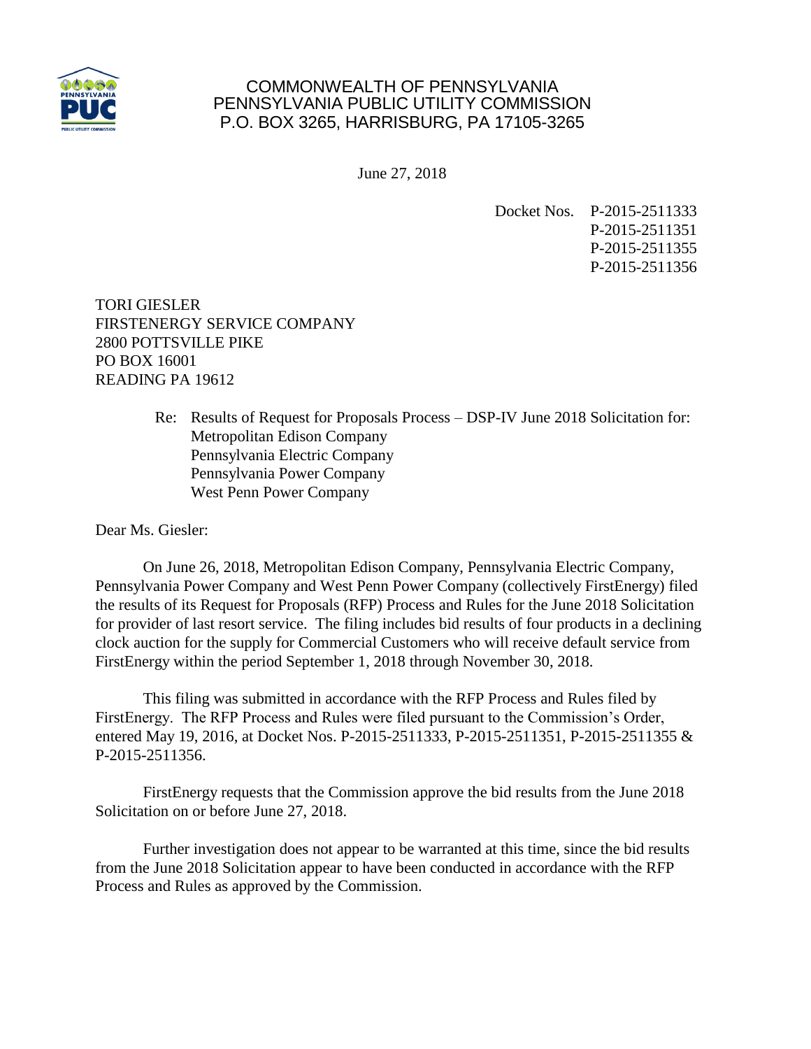COMMONWEALTH OF PENNSYLVANIA
PENNSYLVANIA PUBLIC UTILITY COMMISSION
P.O. BOX 3265, HARRISBURG, PA 17105-3265

June 27, 2018

Docket Nos. P-2015-2511333
P-2015-2511351
P-2015-2511355
P-2015-2511356

TORI GIESLER
FIRSTENERGY SERVICE COMPANY
2800 POTTSVILLE PIKE
PO BOX 16001
READING PA 19612

Re: Results of Request for Proposals Process – DSP-IV June 2018 Solicitation for:
Metropolitan Edison Company
Pennsylvania Electric Company
Pennsylvania Power Company
West Penn Power Company

Dear Ms. Giesler:

On June 26, 2018, Metropolitan Edison Company, Pennsylvania Electric Company, Pennsylvania Power Company and West Penn Power Company (collectively FirstEnergy) filed the results of its Request for Proposals (RFP) Process and Rules for the June 2018 Solicitation for provider of last resort service. The filing includes bid results of four products in a declining clock auction for the supply for Commercial Customers who will receive default service from FirstEnergy within the period September 1, 2018 through November 30, 2018.

This filing was submitted in accordance with the RFP Process and Rules filed by FirstEnergy. The RFP Process and Rules were filed pursuant to the Commission's Order, entered May 19, 2016, at Docket Nos. P-2015-2511333, P-2015-2511351, P-2015-2511355 & P-2015-2511356.

FirstEnergy requests that the Commission approve the bid results from the June 2018 Solicitation on or before June 27, 2018.

Further investigation does not appear to be warranted at this time, since the bid results from the June 2018 Solicitation appear to have been conducted in accordance with the RFP Process and Rules as approved by the Commission.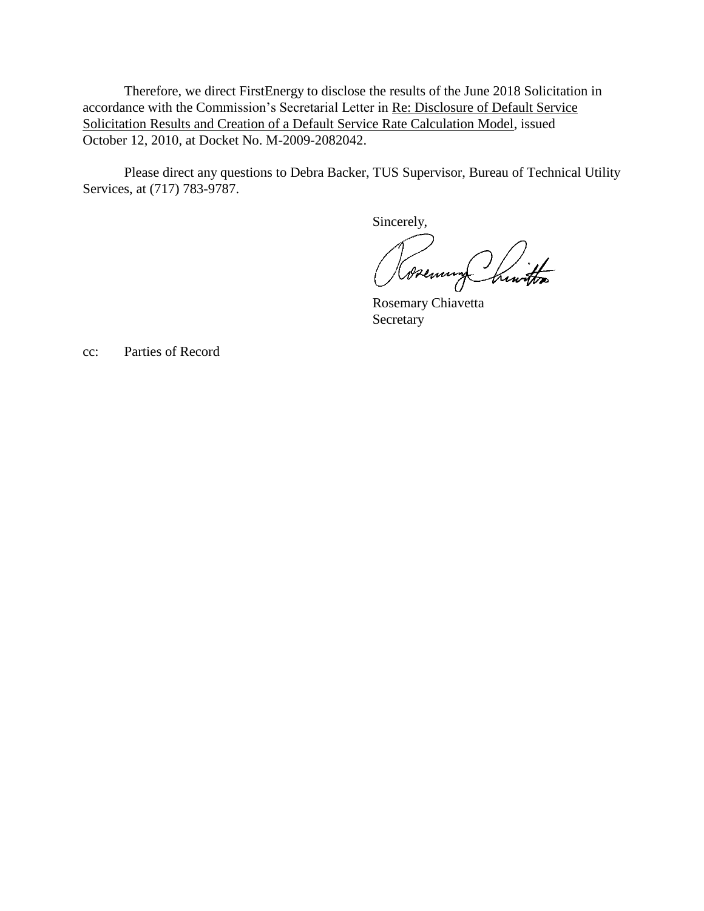Therefore, we direct FirstEnergy to disclose the results of the June 2018 Solicitation in accordance with the Commission's Secretarial Letter in Re: Disclosure of Default Service Solicitation Results and Creation of a Default Service Rate Calculation Model, issued October 12, 2010, at Docket No. M-2009-2082042.

Please direct any questions to Debra Backer, TUS Supervisor, Bureau of Technical Utility Services, at (717) 783-9787.

Sincerely,

Rosemary Chiavetta
Secretary

cc: Parties of Record